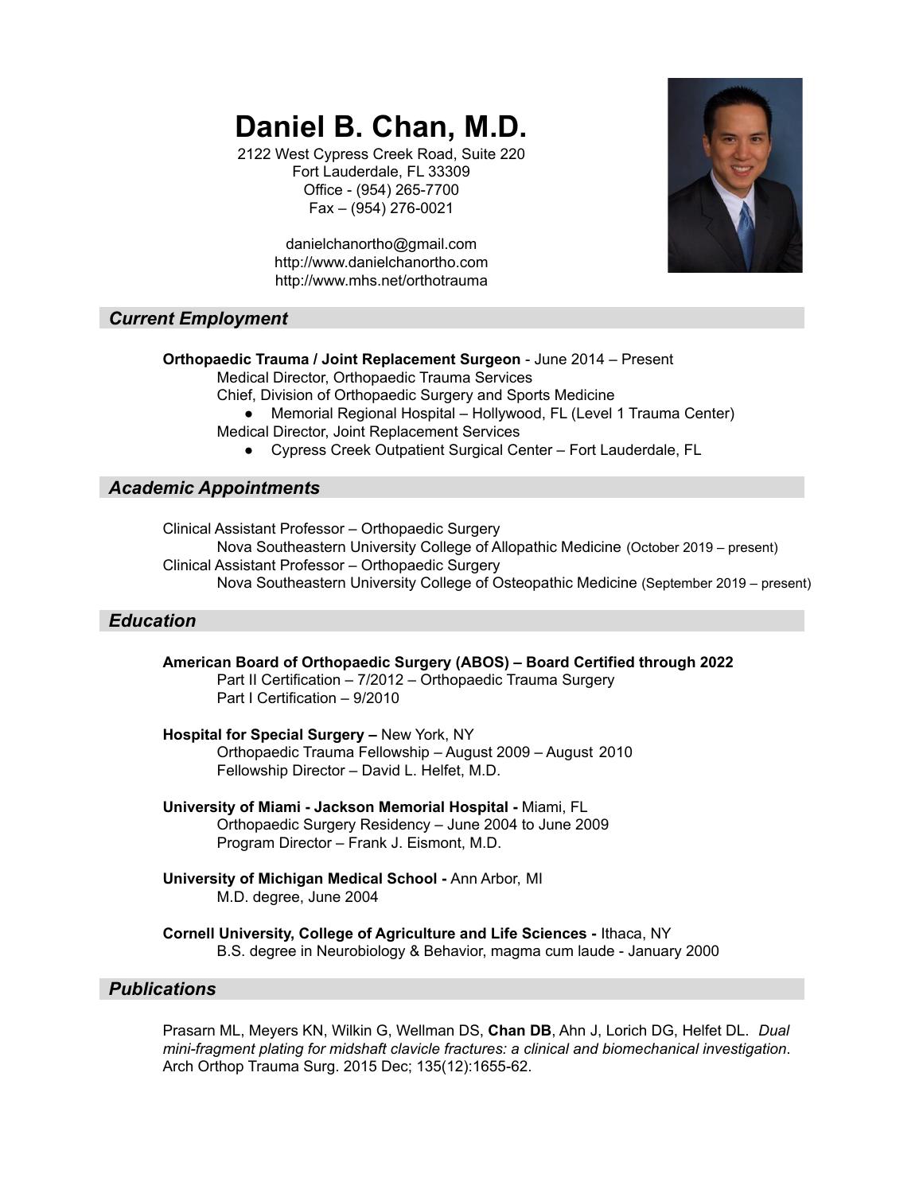# Daniel B. Chan, M.D.

2122 West Cypress Creek Road, Suite 220
Fort Lauderdale, FL 33309
Office - (954) 265-7700
Fax – (954) 276-0021

danielchanortho@gmail.com
http://www.danielchanortho.com
http://www.mhs.net/orthotrauma

## *Current Employment*

**Orthopaedic Trauma / Joint Replacement Surgeon** - June 2014 – Present
Medical Director, Orthopaedic Trauma Services
Chief, Division of Orthopaedic Surgery and Sports Medicine

- Memorial Regional Hospital – Hollywood, FL (Level 1 Trauma Center)

Medical Director, Joint Replacement Services

- Cypress Creek Outpatient Surgical Center – Fort Lauderdale, FL

## *Academic Appointments*

Clinical Assistant Professor – Orthopaedic Surgery
Nova Southeastern University College of Allopathic Medicine (October 2019 – present)
Clinical Assistant Professor – Orthopaedic Surgery
Nova Southeastern University College of Osteopathic Medicine (September 2019 – present)

## *Education*

**American Board of Orthopaedic Surgery (ABOS) – Board Certified through 2022**
Part II Certification – 7/2012 – Orthopaedic Trauma Surgery
Part I Certification – 9/2010

**Hospital for Special Surgery –** New York, NY
Orthopaedic Trauma Fellowship – August 2009 – August 2010
Fellowship Director – David L. Helfet, M.D.

**University of Miami - Jackson Memorial Hospital -** Miami, FL
Orthopaedic Surgery Residency – June 2004 to June 2009
Program Director – Frank J. Eismont, M.D.

**University of Michigan Medical School -** Ann Arbor, MI
M.D. degree, June 2004

**Cornell University, College of Agriculture and Life Sciences -** Ithaca, NY
B.S. degree in Neurobiology & Behavior, magma cum laude - January 2000

## *Publications*

Prasarn ML, Meyers KN, Wilkin G, Wellman DS, **Chan DB**, Ahn J, Lorich DG, Helfet DL. *Dual mini-fragment plating for midshaft clavicle fractures: a clinical and biomechanical investigation*. Arch Orthop Trauma Surg. 2015 Dec; 135(12):1655-62.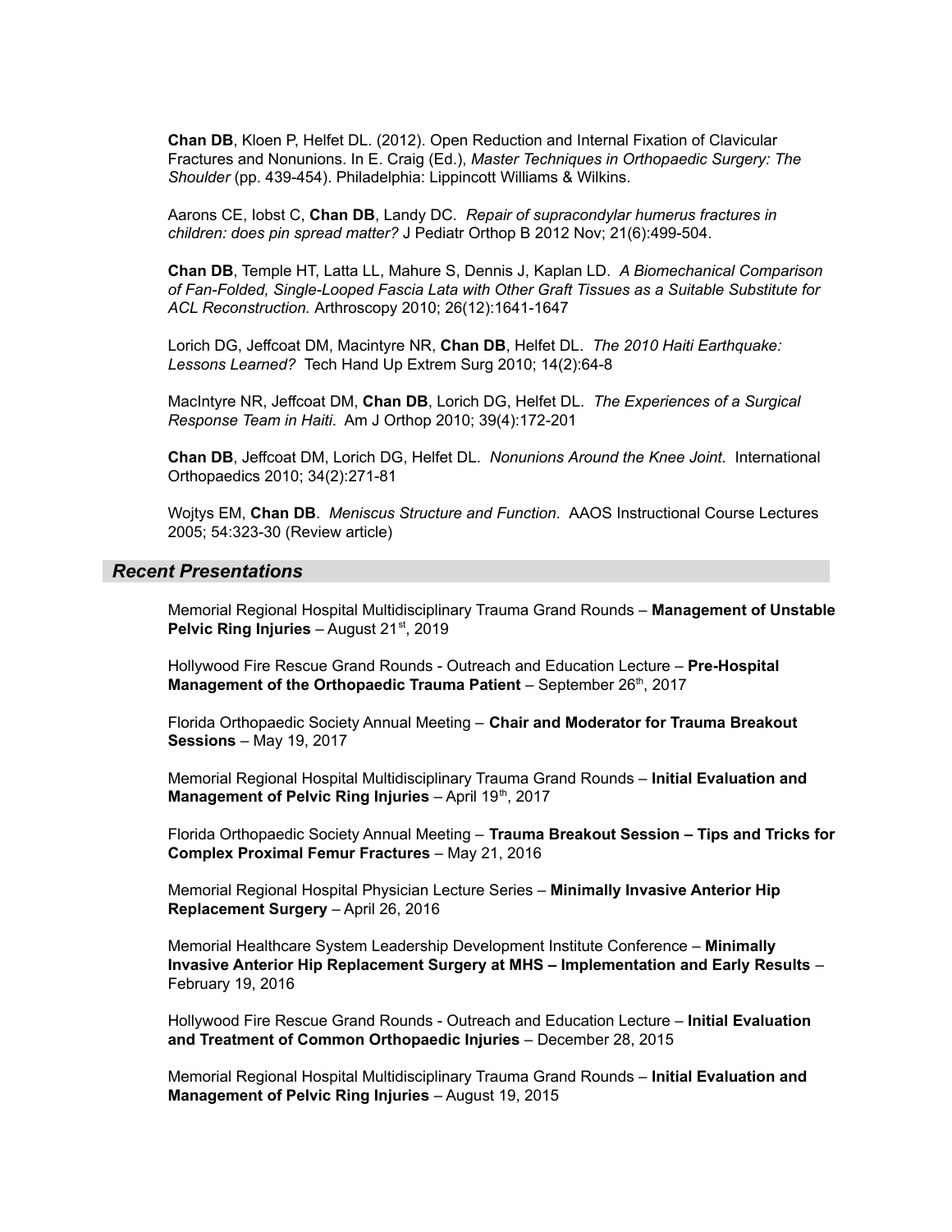**Chan DB**, Kloen P, Helfet DL. (2012). Open Reduction and Internal Fixation of Clavicular Fractures and Nonunions. In E. Craig (Ed.), *Master Techniques in Orthopaedic Surgery: The Shoulder* (pp. 439-454). Philadelphia: Lippincott Williams & Wilkins.

Aarons CE, Iobst C, **Chan DB**, Landy DC. *Repair of supracondylar humerus fractures in children: does pin spread matter?* J Pediatr Orthop B 2012 Nov; 21(6):499-504.

**Chan DB**, Temple HT, Latta LL, Mahure S, Dennis J, Kaplan LD. *A Biomechanical Comparison of Fan-Folded, Single-Looped Fascia Lata with Other Graft Tissues as a Suitable Substitute for ACL Reconstruction.* Arthroscopy 2010; 26(12):1641-1647

Lorich DG, Jeffcoat DM, Macintyre NR, **Chan DB**, Helfet DL. *The 2010 Haiti Earthquake: Lessons Learned?* Tech Hand Up Extrem Surg 2010; 14(2):64-8

MacIntyre NR, Jeffcoat DM, **Chan DB**, Lorich DG, Helfet DL. *The Experiences of a Surgical Response Team in Haiti.* Am J Orthop 2010; 39(4):172-201

**Chan DB**, Jeffcoat DM, Lorich DG, Helfet DL. *Nonunions Around the Knee Joint.* International Orthopaedics 2010; 34(2):271-81

Wojtys EM, **Chan DB**. *Meniscus Structure and Function.* AAOS Instructional Course Lectures 2005; 54:323-30 (Review article)

## *Recent Presentations*

Memorial Regional Hospital Multidisciplinary Trauma Grand Rounds – **Management of Unstable Pelvic Ring Injuries** – August 21st, 2019

Hollywood Fire Rescue Grand Rounds - Outreach and Education Lecture – **Pre-Hospital Management of the Orthopaedic Trauma Patient** – September 26th, 2017

Florida Orthopaedic Society Annual Meeting – **Chair and Moderator for Trauma Breakout Sessions** – May 19, 2017

Memorial Regional Hospital Multidisciplinary Trauma Grand Rounds – **Initial Evaluation and Management of Pelvic Ring Injuries** – April 19th, 2017

Florida Orthopaedic Society Annual Meeting – **Trauma Breakout Session – Tips and Tricks for Complex Proximal Femur Fractures** – May 21, 2016

Memorial Regional Hospital Physician Lecture Series – **Minimally Invasive Anterior Hip Replacement Surgery** – April 26, 2016

Memorial Healthcare System Leadership Development Institute Conference – **Minimally Invasive Anterior Hip Replacement Surgery at MHS – Implementation and Early Results** – February 19, 2016

Hollywood Fire Rescue Grand Rounds - Outreach and Education Lecture – **Initial Evaluation and Treatment of Common Orthopaedic Injuries** – December 28, 2015

Memorial Regional Hospital Multidisciplinary Trauma Grand Rounds – **Initial Evaluation and Management of Pelvic Ring Injuries** – August 19, 2015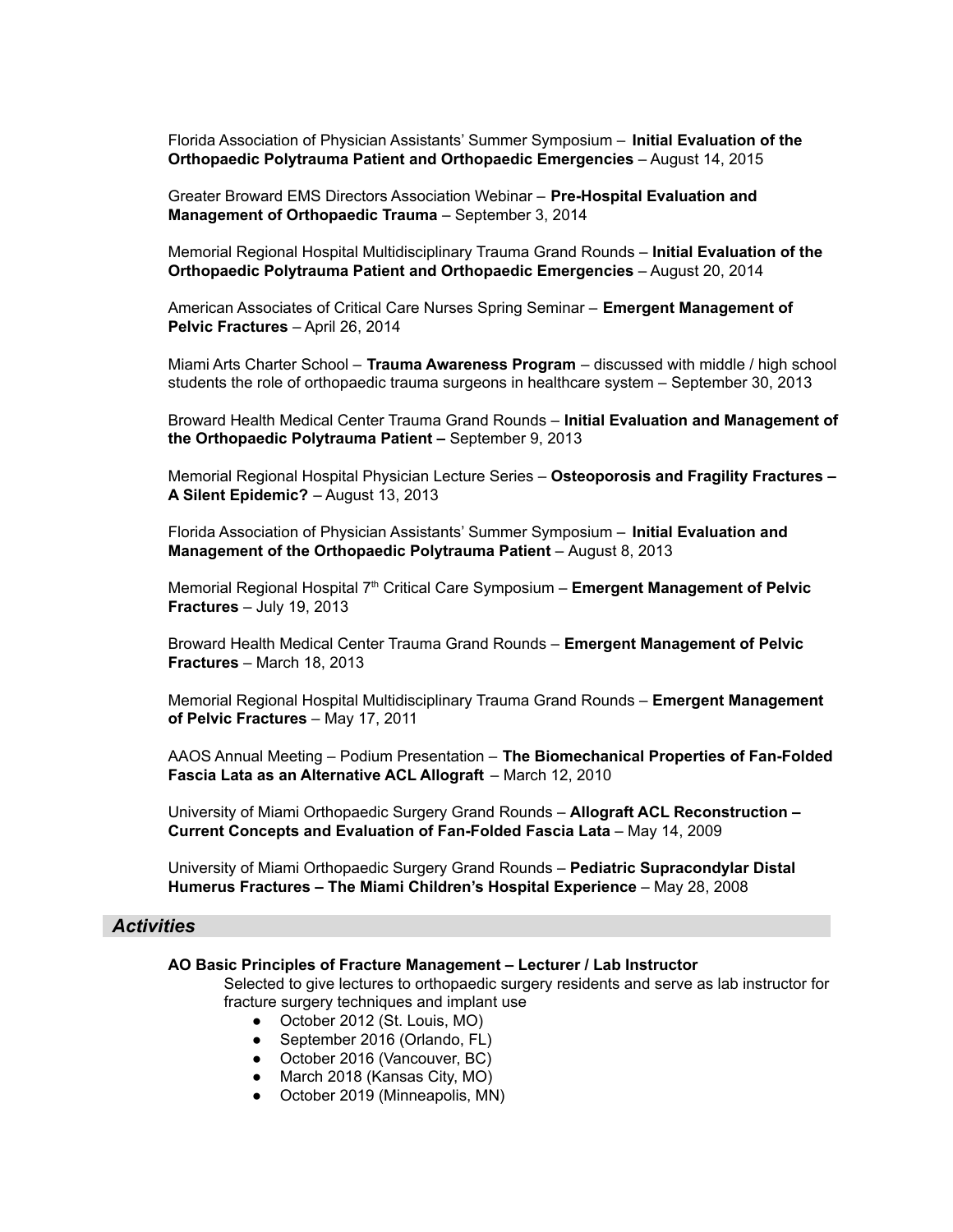Florida Association of Physician Assistants' Summer Symposium – **Initial Evaluation of the Orthopaedic Polytrauma Patient and Orthopaedic Emergencies** – August 14, 2015

Greater Broward EMS Directors Association Webinar – **Pre-Hospital Evaluation and Management of Orthopaedic Trauma** – September 3, 2014

Memorial Regional Hospital Multidisciplinary Trauma Grand Rounds – **Initial Evaluation of the Orthopaedic Polytrauma Patient and Orthopaedic Emergencies** – August 20, 2014

American Associates of Critical Care Nurses Spring Seminar – **Emergent Management of Pelvic Fractures** – April 26, 2014

Miami Arts Charter School – **Trauma Awareness Program** – discussed with middle / high school students the role of orthopaedic trauma surgeons in healthcare system – September 30, 2013

Broward Health Medical Center Trauma Grand Rounds – **Initial Evaluation and Management of the Orthopaedic Polytrauma Patient –** September 9, 2013

Memorial Regional Hospital Physician Lecture Series – **Osteoporosis and Fragility Fractures – A Silent Epidemic?** – August 13, 2013

Florida Association of Physician Assistants' Summer Symposium – **Initial Evaluation and Management of the Orthopaedic Polytrauma Patient** – August 8, 2013

Memorial Regional Hospital 7th Critical Care Symposium – **Emergent Management of Pelvic Fractures** – July 19, 2013

Broward Health Medical Center Trauma Grand Rounds – **Emergent Management of Pelvic Fractures** – March 18, 2013

Memorial Regional Hospital Multidisciplinary Trauma Grand Rounds – **Emergent Management of Pelvic Fractures** – May 17, 2011

AAOS Annual Meeting – Podium Presentation – **The Biomechanical Properties of Fan-Folded Fascia Lata as an Alternative ACL Allograft** – March 12, 2010

University of Miami Orthopaedic Surgery Grand Rounds – **Allograft ACL Reconstruction – Current Concepts and Evaluation of Fan-Folded Fascia Lata** – May 14, 2009

University of Miami Orthopaedic Surgery Grand Rounds – **Pediatric Supracondylar Distal Humerus Fractures – The Miami Children's Hospital Experience** – May 28, 2008

## *Activities*

**AO Basic Principles of Fracture Management – Lecturer / Lab Instructor**

Selected to give lectures to orthopaedic surgery residents and serve as lab instructor for fracture surgery techniques and implant use

- October 2012 (St. Louis, MO)
- September 2016 (Orlando, FL)
- October 2016 (Vancouver, BC)
- March 2018 (Kansas City, MO)
- October 2019 (Minneapolis, MN)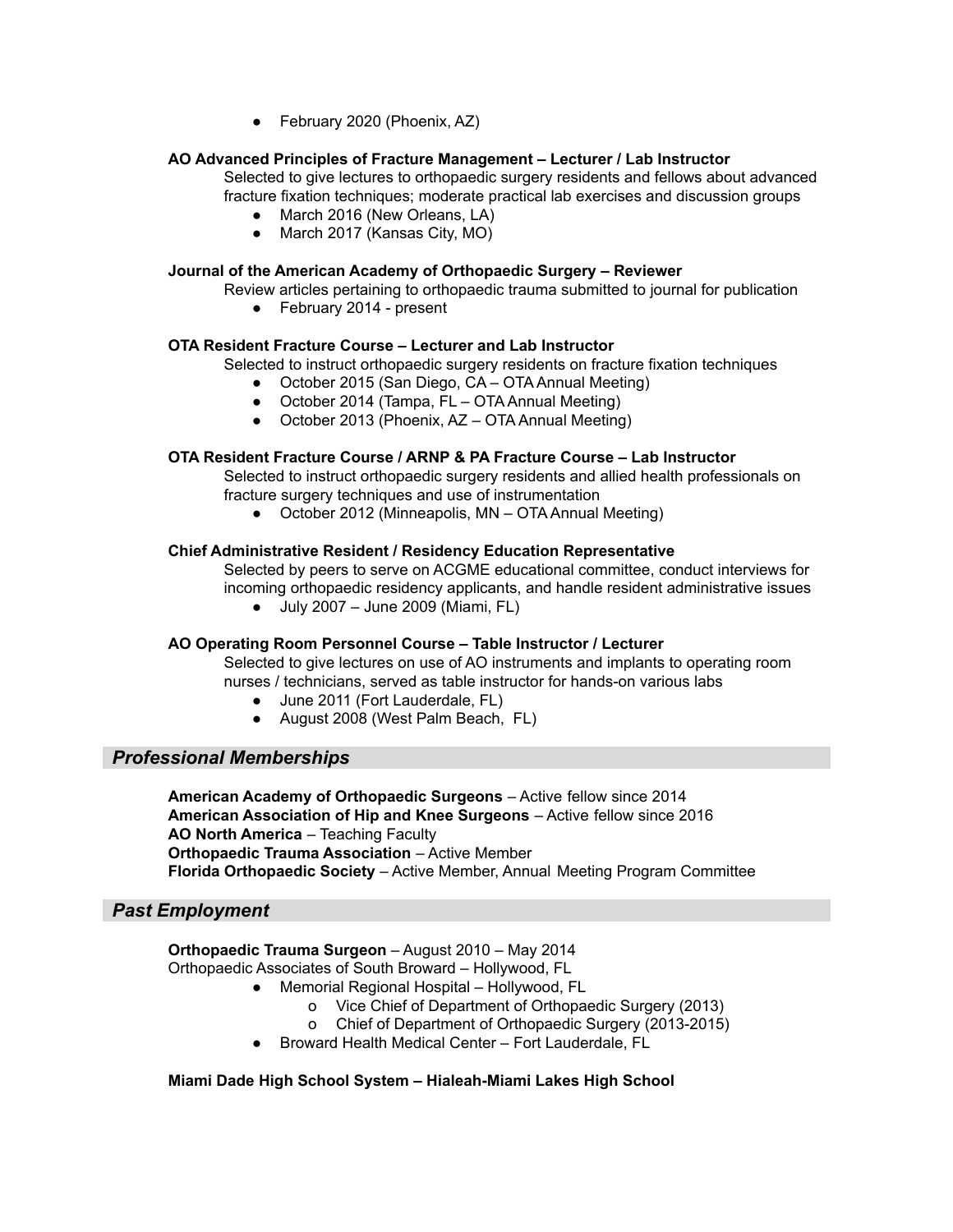- February 2020 (Phoenix, AZ)

**AO Advanced Principles of Fracture Management – Lecturer / Lab Instructor**

Selected to give lectures to orthopaedic surgery residents and fellows about advanced fracture fixation techniques; moderate practical lab exercises and discussion groups

- March 2016 (New Orleans, LA)
- March 2017 (Kansas City, MO)

**Journal of the American Academy of Orthopaedic Surgery – Reviewer**

Review articles pertaining to orthopaedic trauma submitted to journal for publication

- February 2014 - present

**OTA Resident Fracture Course – Lecturer and Lab Instructor**

Selected to instruct orthopaedic surgery residents on fracture fixation techniques

- October 2015 (San Diego, CA – OTA Annual Meeting)
- October 2014 (Tampa, FL – OTA Annual Meeting)
- October 2013 (Phoenix, AZ – OTA Annual Meeting)

**OTA Resident Fracture Course / ARNP & PA Fracture Course – Lab Instructor**

Selected to instruct orthopaedic surgery residents and allied health professionals on fracture surgery techniques and use of instrumentation

- October 2012 (Minneapolis, MN – OTA Annual Meeting)

**Chief Administrative Resident / Residency Education Representative**

Selected by peers to serve on ACGME educational committee, conduct interviews for incoming orthopaedic residency applicants, and handle resident administrative issues

- July 2007 – June 2009 (Miami, FL)

**AO Operating Room Personnel Course – Table Instructor / Lecturer**

Selected to give lectures on use of AO instruments and implants to operating room nurses / technicians, served as table instructor for hands-on various labs

- June 2011 (Fort Lauderdale, FL)
- August 2008 (West Palm Beach, FL)

## *Professional Memberships*

**American Academy of Orthopaedic Surgeons** – Active fellow since 2014
**American Association of Hip and Knee Surgeons** – Active fellow since 2016
**AO North America** – Teaching Faculty
**Orthopaedic Trauma Association** – Active Member
**Florida Orthopaedic Society** – Active Member, Annual Meeting Program Committee

## *Past Employment*

**Orthopaedic Trauma Surgeon** – August 2010 – May 2014
Orthopaedic Associates of South Broward – Hollywood, FL

- Memorial Regional Hospital – Hollywood, FL
  - Vice Chief of Department of Orthopaedic Surgery (2013)
  - Chief of Department of Orthopaedic Surgery (2013-2015)
- Broward Health Medical Center – Fort Lauderdale, FL

**Miami Dade High School System – Hialeah-Miami Lakes High School**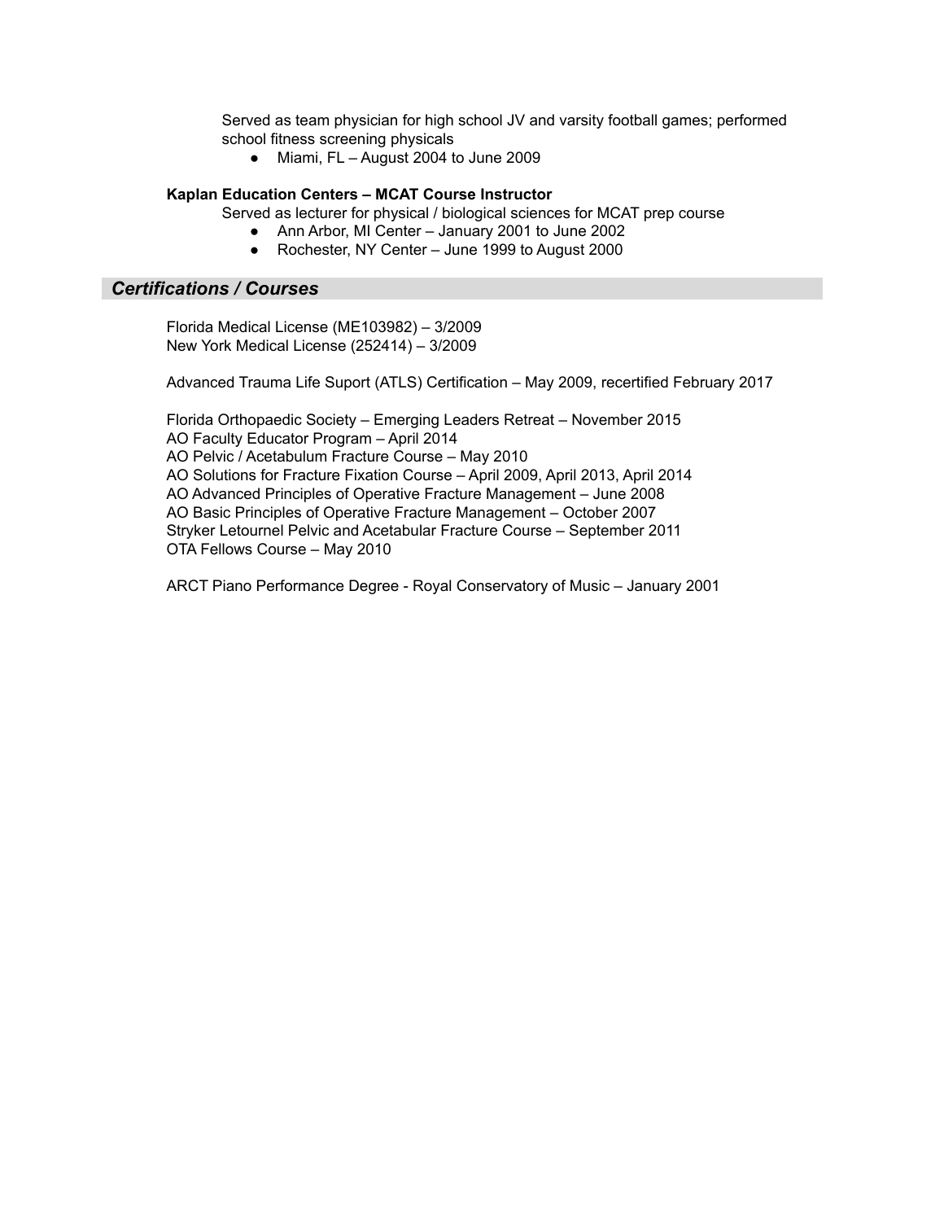Served as team physician for high school JV and varsity football games; performed school fitness screening physicals

- Miami, FL – August 2004 to June 2009

**Kaplan Education Centers – MCAT Course Instructor**

Served as lecturer for physical / biological sciences for MCAT prep course

- Ann Arbor, MI Center – January 2001 to June 2002
- Rochester, NY Center – June 1999 to August 2000

## *Certifications / Courses*

Florida Medical License (ME103982) – 3/2009
New York Medical License (252414) – 3/2009

Advanced Trauma Life Suport (ATLS) Certification – May 2009, recertified February 2017

Florida Orthopaedic Society – Emerging Leaders Retreat – November 2015
AO Faculty Educator Program – April 2014
AO Pelvic / Acetabulum Fracture Course – May 2010
AO Solutions for Fracture Fixation Course – April 2009, April 2013, April 2014
AO Advanced Principles of Operative Fracture Management – June 2008
AO Basic Principles of Operative Fracture Management – October 2007
Stryker Letournel Pelvic and Acetabular Fracture Course – September 2011
OTA Fellows Course – May 2010

ARCT Piano Performance Degree - Royal Conservatory of Music – January 2001